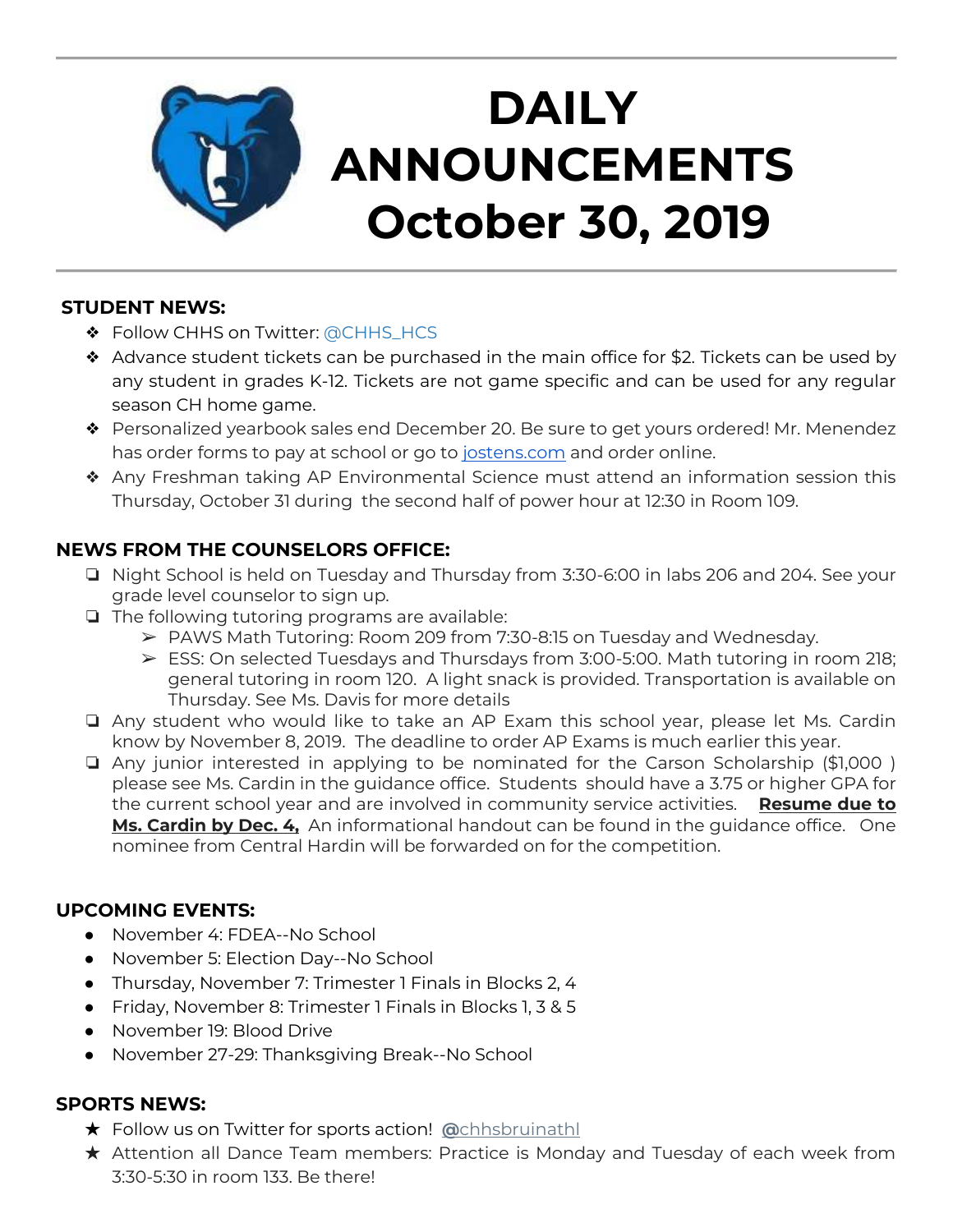# DAILY ANNOUNCEMENTS October 30, 2019

## STUDENT NEWS:

- Follow CHHS on Twitter: @CHHS_HCS
- Advance student tickets can be purchased in the main office for $2. Tickets can be used by any student in grades K-12. Tickets are not game specific and can be used for any regular season CH home game.
- Personalized yearbook sales end December 20. Be sure to get yours ordered! Mr. Menendez has order forms to pay at school or go to jostens.com and order online.
- Any Freshman taking AP Environmental Science must attend an information session this Thursday, October 31 during the second half of power hour at 12:30 in Room 109.

## NEWS FROM THE COUNSELORS OFFICE:

- Night School is held on Tuesday and Thursday from 3:30-6:00 in labs 206 and 204. See your grade level counselor to sign up.
- The following tutoring programs are available:
  - PAWS Math Tutoring: Room 209 from 7:30-8:15 on Tuesday and Wednesday.
  - ESS: On selected Tuesdays and Thursdays from 3:00-5:00. Math tutoring in room 218; general tutoring in room 120. A light snack is provided. Transportation is available on Thursday. See Ms. Davis for more details
- Any student who would like to take an AP Exam this school year, please let Ms. Cardin know by November 8, 2019. The deadline to order AP Exams is much earlier this year.
- Any junior interested in applying to be nominated for the Carson Scholarship ($1,000 ) please see Ms. Cardin in the guidance office. Students should have a 3.75 or higher GPA for the current school year and are involved in community service activities. **Resume due to Ms. Cardin by Dec. 4,** An informational handout can be found in the guidance office. One nominee from Central Hardin will be forwarded on for the competition.

## UPCOMING EVENTS:

- November 4: FDEA--No School
- November 5: Election Day--No School
- Thursday, November 7: Trimester 1 Finals in Blocks 2, 4
- Friday, November 8: Trimester 1 Finals in Blocks 1, 3 & 5
- November 19: Blood Drive
- November 27-29: Thanksgiving Break--No School

## SPORTS NEWS:

- Follow us on Twitter for sports action! @chhsbruinathl
- Attention all Dance Team members: Practice is Monday and Tuesday of each week from 3:30-5:30 in room 133. Be there!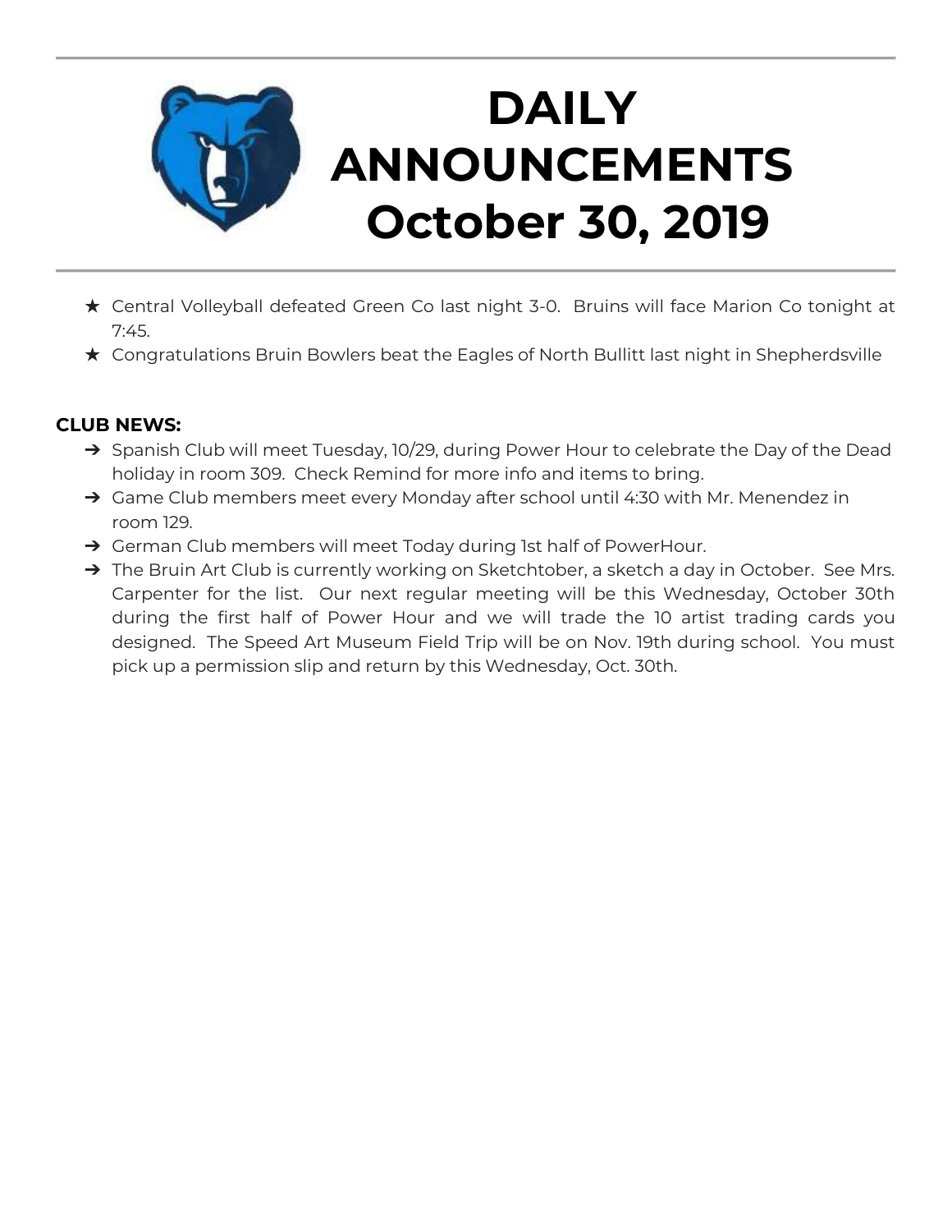# DAILY ANNOUNCEMENTS October 30, 2019

- Central Volleyball defeated Green Co last night 3-0. Bruins will face Marion Co tonight at 7:45.
- Congratulations Bruin Bowlers beat the Eagles of North Bullitt last night in Shepherdsville

**CLUB NEWS:**

- Spanish Club will meet Tuesday, 10/29, during Power Hour to celebrate the Day of the Dead holiday in room 309. Check Remind for more info and items to bring.
- Game Club members meet every Monday after school until 4:30 with Mr. Menendez in room 129.
- German Club members will meet Today during 1st half of PowerHour.
- The Bruin Art Club is currently working on Sketchtober, a sketch a day in October. See Mrs. Carpenter for the list. Our next regular meeting will be this Wednesday, October 30th during the first half of Power Hour and we will trade the 10 artist trading cards you designed. The Speed Art Museum Field Trip will be on Nov. 19th during school. You must pick up a permission slip and return by this Wednesday, Oct. 30th.